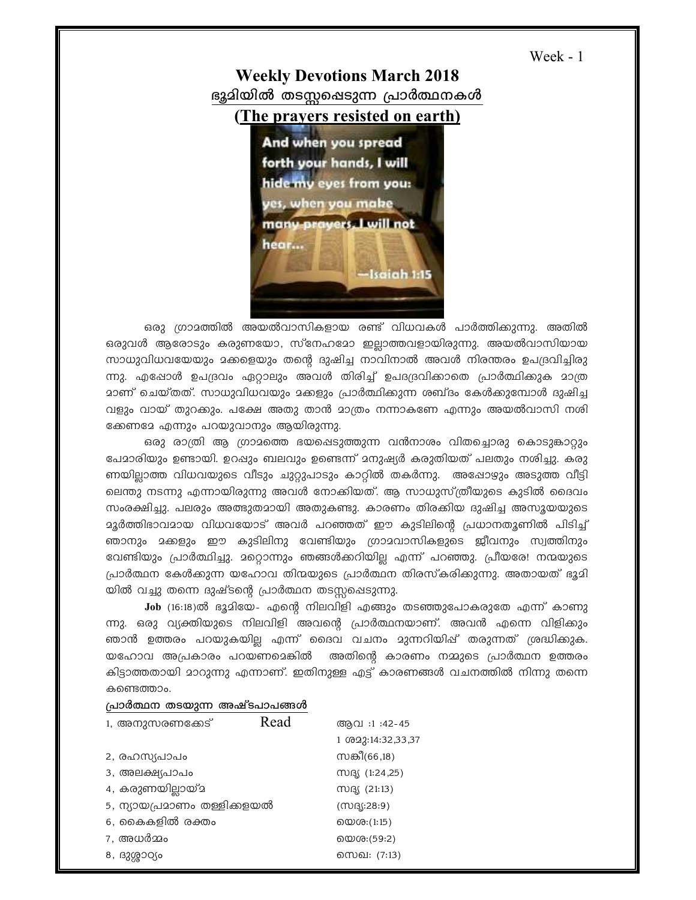Week - 1

# Weekly Devotions March 2018

## ഭൂമിയിൽ തടസ്സപ്പെടുന്ന പ്രാർത്ഥനകൾ

## (The prayers resisted on earth)

And when you spread forth your hands, I will hide my eyes from you: yes, when you make many prayers, I will not hear...

—Isaiah 1:15

ഒരു ഗ്രാമത്തിൽ അയൽവാസികളായ രണ്ട് വിധവകൾ പാർത്തിക്കുന്നു. അതിൽ ഒരുവൾ ആരോടും കരുണയോ, സ്നേഹമോ ഇല്ലാത്തവളായിരുന്നു. അയൽവാസിയായ സാധുവിധവയേയും മക്കളെയും തന്റെ ദുഷിച്ച നാവിനാൽ അവൾ നിരന്തരം ഉപദ്രവിച്ചിരുന്നു. എപ്പോൾ ഉപദ്രവം ഏറ്റാലും അവൾ തിരിച്ച് ഉപദ്രവിക്കാതെ പ്രാർത്ഥിക്കുക മാത്രമാണ് ചെയ്തത്. സാധുവിധവയും മക്കളും പ്രാർത്ഥിക്കുന്ന ശബ്ദം കേൾക്കുമ്പോൾ ദുഷിച്ചവളും വായ് തുറക്കും. പക്ഷേ അതു താൻ മാത്രം നന്നാകണേ എന്നും അയൽവാസി നശിക്കേണമേ എന്നും പറയുവാനും ആയിരുന്നു.

ഒരു രാത്രി ആ ഗ്രാമത്തെ ഭയപ്പെടുത്തുന്ന വൻനാശം വിതച്ചൊരു കൊടുങ്കാറ്റും പേമാരിയും ഉണ്ടായി. ഉറപ്പും ബലവും ഉണ്ടെന്ന് മനുഷ്യർ കരുതിയത് പലതും നശിച്ചു. കരുണയില്ലാത്ത വിധവയുടെ വീടും ചുറ്റുപാടും കാറ്റിൽ തകർന്നു. അപ്പോഴും അടുത്ത വീട്ടിലെന്തു നടന്നു എന്നായിരുന്നു അവൾ നോക്കിയത്. ആ സാധുസ്ത്രീയുടെ കുടിൽ ദൈവം സംരക്ഷിച്ചു. പലരും അത്ഭുതമായി അതുകണ്ടു. കാരണം തിരക്കിയ ദുഷിച്ച അസൂയയുടെ മൂർത്തിഭാവമായ വിധവയോട് അവർ പറഞ്ഞത് ഈ കുടിലിന്റെ പ്രധാനതൂണിൽ പിടിച്ച് ഞാനും മക്കളും ഈ കുടിലിനു വേണ്ടിയും ഗ്രാമവാസികളുടെ ജീവനും സ്വത്തിനും വേണ്ടിയും പ്രാർത്ഥിച്ചു. മറ്റൊന്നും ഞങ്ങൾക്കറിയില്ല എന്ന് പറഞ്ഞു. പ്രീയരേ! നന്മയുടെ പ്രാർത്ഥന കേൾക്കുന്ന യഹോവ തിന്മയുടെ പ്രാർത്ഥന തിരസ്കരിക്കുന്നു. അതായത് ഭൂമിയിൽ വച്ചു തന്നെ ദുഷ്ടന്റെ പ്രാർത്ഥന തടസ്സപ്പെടുന്നു.

**Job** (16:18)ൽ ഭൂമിയേ- എന്റെ നിലവിളി എങ്ങും തടഞ്ഞുപോകരുതേ എന്ന് കാണുന്നു. ഒരു വ്യക്തിയുടെ നിലവിളി അവന്റെ പ്രാർത്ഥനയാണ്. അവൻ എന്നെ വിളിക്കും ഞാൻ ഉത്തരം പറയുകയില്ല എന്ന് ദൈവ വചനം മുന്നറിയിപ്പ് തരുന്നത് ശ്രദ്ധിക്കുക. യഹോവ അപ്രകാരം പറയണമെങ്കിൽ അതിന്റെ കാരണം നമ്മുടെ പ്രാർത്ഥന ഉത്തരം കിട്ടാത്തതായി മാറുന്നു എന്നാണ്. ഇതിനുള്ള എട്ട് കാരണങ്ങൾ വചനത്തിൽ നിന്നു തന്നെ കണ്ടെത്താം.

**പ്രാർത്ഥന തടയുന്ന അഷ്ടപാപങ്ങൾ**

| | | |
|---|---|---|
| 1, അനുസരണക്കേട് | Read | ആവ :1 :42-45<br>1 ശമു:14:32,33,37 |
| 2, രഹസ്യപാപം | | സങ്കീ(66,18) |
| 3, അലക്ഷ്യപാപം | | സദൃ (1:24,25) |
| 4, കരുണയില്ലായ്മ | | സദൃ (21:13) |
| 5, ന്യായപ്രമാണം തള്ളിക്കളയൽ | | (സദൃ:28:9) |
| 6, കൈകളിൽ രക്തം | | യെശ:(1:15) |
| 7, അധർമ്മം | | യെശ:(59:2) |
| 8, ദുശ്ശാഠ്യം | | സെഖ: (7:13) |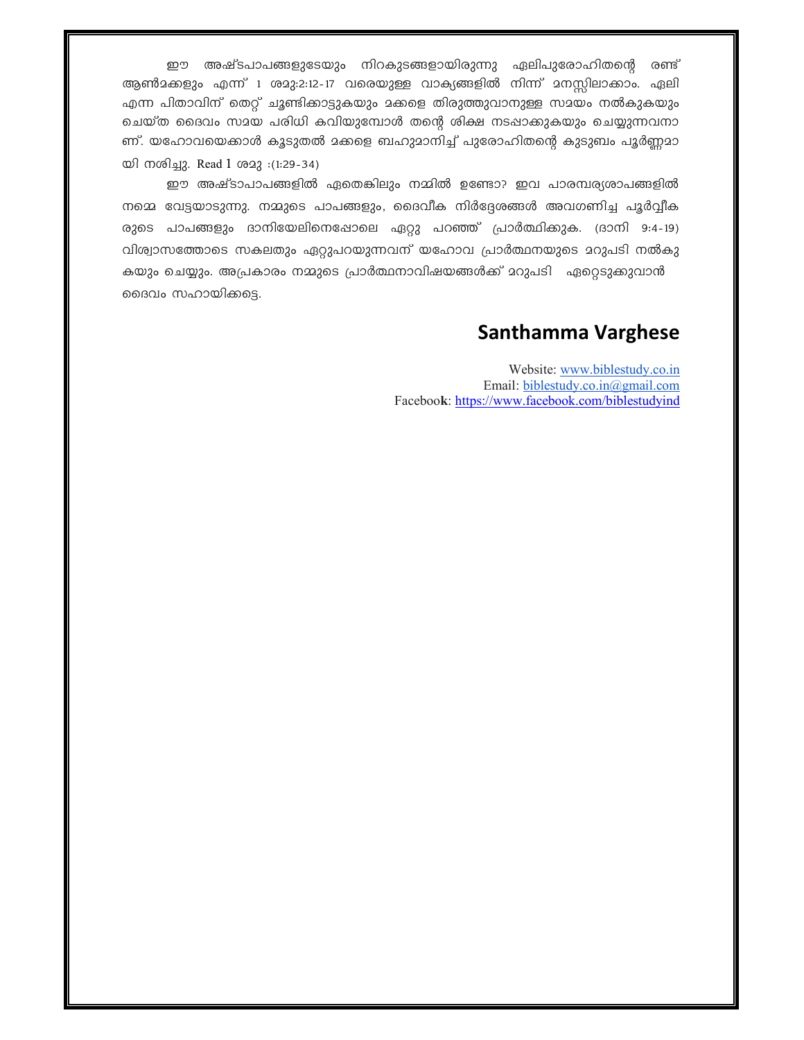ഈ അഷ്ടപാപങ്ങളുടേയും നിറകുടങ്ങളായിരുന്നു ഏലിപുരോഹിതന്റെ രണ്ട് ആൺമക്കളും എന്ന് 1 ശമു:2:12-17 വരെയുള്ള വാക്യങ്ങളിൽ നിന്ന് മനസ്സിലാക്കാം. ഏലി എന്ന പിതാവിന് തെറ്റ് ചൂണ്ടിക്കാട്ടുകയും മക്കളെ തിരുത്തുവാനുള്ള സമയം നൽകുകയും ചെയ്ത ദൈവം സമയ പരിധി കവിയുമ്പോൾ തന്റെ ശിക്ഷ നടപ്പാക്കുകയും ചെയ്യുന്നവനാണ്. യഹോവയെക്കാൾ കൂടുതൽ മക്കളെ ബഹുമാനിച്ച് പുരോഹിതന്റെ കുടുബം പൂർണ്ണമായി നശിച്ചു. Read 1 ശമു :(1:29-34)

ഈ അഷ്ടാപാപങ്ങളിൽ ഏതെങ്കിലും നമ്മിൽ ഉണ്ടോ? ഇവ പാരമ്പര്യശാപങ്ങളിൽ നമ്മെ വേട്ടയാടുന്നു. നമ്മുടെ പാപങ്ങളും, ദൈവീക നിർദ്ദേശങ്ങൾ അവഗണിച്ച പൂർവ്വീകരുടെ പാപങ്ങളും ദാനിയേലിനെപ്പോലെ ഏറ്റു പറഞ്ഞ് പ്രാർത്ഥിക്കുക. (ദാനി 9:4-19) വിശ്വാസത്തോടെ സകലതും ഏറ്റുപറയുന്നവന് യഹോവ പ്രാർത്ഥനയുടെ മറുപടി നൽകുകയും ചെയ്യും. അപ്രകാരം നമ്മുടെ പ്രാർത്ഥനാവിഷയങ്ങൾക്ക് മറുപടി ഏറ്റെടുക്കുവാൻ ദൈവം സഹായിക്കട്ടെ.

## Santhamma Varghese

Website: www.biblestudy.co.in
Email: biblestudy.co.in@gmail.com
Facebook: https://www.facebook.com/biblestudyind